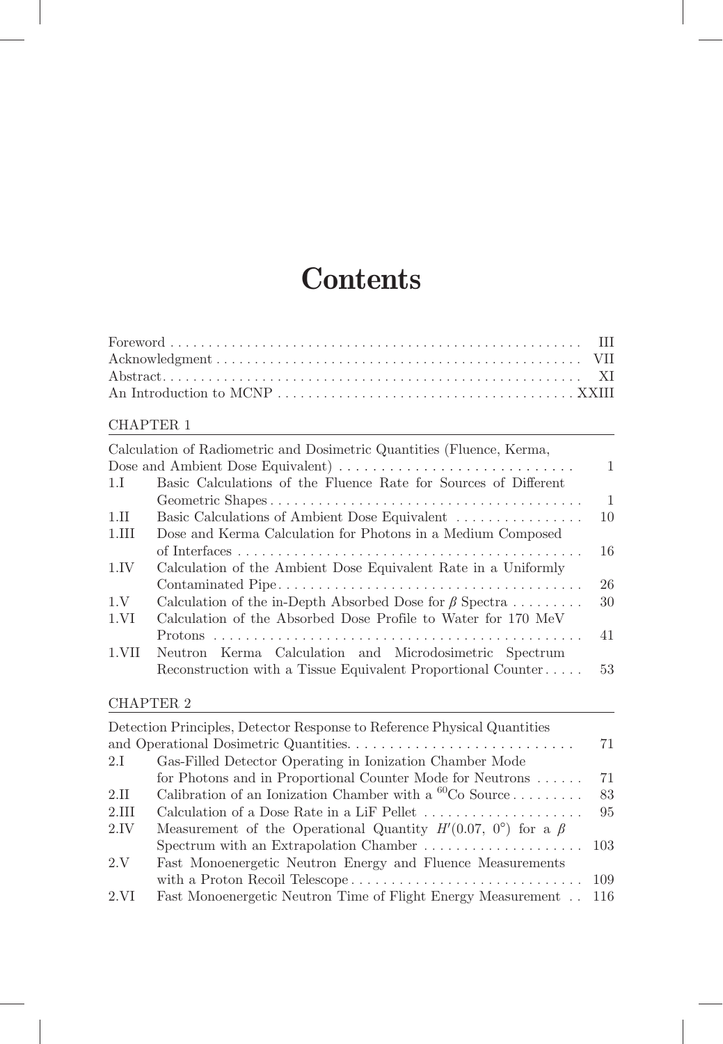# Contents

| | |
|---|---|
| Foreword | III |
| Acknowledgment | VII |
| Abstract | XI |
| An Introduction to MCNP | XXIII |

CHAPTER 1

| | | |
|---|---|---|
| | Calculation of Radiometric and Dosimetric Quantities (Fluence, Kerma, Dose and Ambient Dose Equivalent) | 1 |
| 1.I | Basic Calculations of the Fluence Rate for Sources of Different Geometric Shapes | 1 |
| 1.II | Basic Calculations of Ambient Dose Equivalent | 10 |
| 1.III | Dose and Kerma Calculation for Photons in a Medium Composed of Interfaces | 16 |
| 1.IV | Calculation of the Ambient Dose Equivalent Rate in a Uniformly Contaminated Pipe | 26 |
| 1.V | Calculation of the in-Depth Absorbed Dose for $\beta$ Spectra | 30 |
| 1.VI | Calculation of the Absorbed Dose Profile to Water for 170 MeV Protons | 41 |
| 1.VII | Neutron Kerma Calculation and Microdosimetric Spectrum Reconstruction with a Tissue Equivalent Proportional Counter | 53 |

CHAPTER 2

| | | |
|---|---|---|
| | Detection Principles, Detector Response to Reference Physical Quantities and Operational Dosimetric Quantities | 71 |
| 2.I | Gas-Filled Detector Operating in Ionization Chamber Mode for Photons and in Proportional Counter Mode for Neutrons | 71 |
| 2.II | Calibration of an Ionization Chamber with a $^{60}$Co Source | 83 |
| 2.III | Calculation of a Dose Rate in a LiF Pellet | 95 |
| 2.IV | Measurement of the Operational Quantity $H'(0.07, 0°)$ for a $\beta$ Spectrum with an Extrapolation Chamber | 103 |
| 2.V | Fast Monoenergetic Neutron Energy and Fluence Measurements with a Proton Recoil Telescope | 109 |
| 2.VI | Fast Monoenergetic Neutron Time of Flight Energy Measurement | 116 |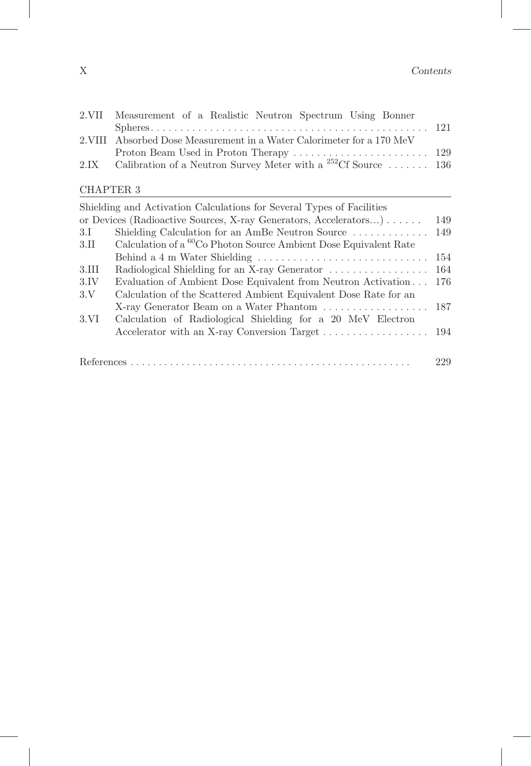2.VII Measurement of a Realistic Neutron Spectrum Using Bonner Spheres . . . . . . . . . . 121

2.VIII Absorbed Dose Measurement in a Water Calorimeter for a 170 MeV Proton Beam Used in Proton Therapy . . . . . . . . . . 129

2.IX Calibration of a Neutron Survey Meter with a $^{252}$Cf Source . . . . . . . 136

## CHAPTER 3

Shielding and Activation Calculations for Several Types of Facilities or Devices (Radioactive Sources, X-ray Generators, Accelerators...) . . . . . . 149

3.I Shielding Calculation for an AmBe Neutron Source . . . . . . . . . . 149

3.II Calculation of a $^{60}$Co Photon Source Ambient Dose Equivalent Rate Behind a 4 m Water Shielding . . . . . . . . . . 154

3.III Radiological Shielding for an X-ray Generator . . . . . . . . . . 164

3.IV Evaluation of Ambient Dose Equivalent from Neutron Activation . . . 176

3.V Calculation of the Scattered Ambient Equivalent Dose Rate for an X-ray Generator Beam on a Water Phantom . . . . . . . . . . 187

3.VI Calculation of Radiological Shielding for a 20 MeV Electron Accelerator with an X-ray Conversion Target . . . . . . . . . . 194

References . . . . . . . . . . 229